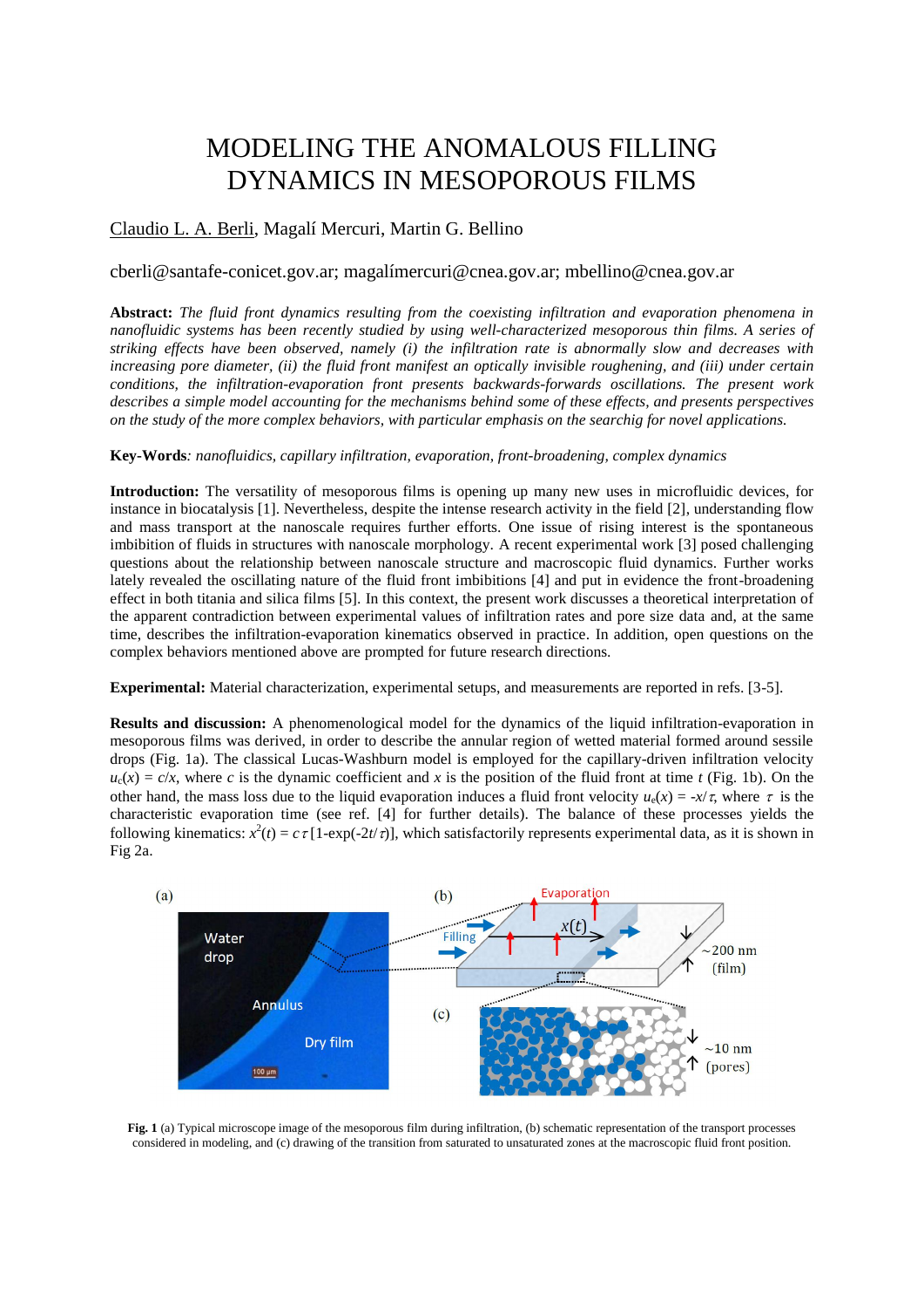# MODELING THE ANOMALOUS FILLING DYNAMICS IN MESOPOROUS FILMS

Claudio L. A. Berli, Magalí Mercuri, Martin G. Bellino

cberli@santafe-conicet.gov.ar; magalímercuri@cnea.gov.ar; mbellino@cnea.gov.ar

**Abstract:** *The fluid front dynamics resulting from the coexisting infiltration and evaporation phenomena in nanofluidic systems has been recently studied by using well-characterized mesoporous thin films. A series of striking effects have been observed, namely (i) the infiltration rate is abnormally slow and decreases with increasing pore diameter, (ii) the fluid front manifest an optically invisible roughening, and (iii) under certain conditions, the infiltration-evaporation front presents backwards-forwards oscillations. The present work describes a simple model accounting for the mechanisms behind some of these effects, and presents perspectives on the study of the more complex behaviors, with particular emphasis on the searchig for novel applications.*

**Key-Words**: *nanofluidics, capillary infiltration, evaporation, front-broadening, complex dynamics*

**Introduction:** The versatility of mesoporous films is opening up many new uses in microfluidic devices, for instance in biocatalysis [1]. Nevertheless, despite the intense research activity in the field [2], understanding flow and mass transport at the nanoscale requires further efforts. One issue of rising interest is the spontaneous imbibition of fluids in structures with nanoscale morphology. A recent experimental work [3] posed challenging questions about the relationship between nanoscale structure and macroscopic fluid dynamics. Further works lately revealed the oscillating nature of the fluid front imbibitions [4] and put in evidence the front-broadening effect in both titania and silica films [5]. In this context, the present work discusses a theoretical interpretation of the apparent contradiction between experimental values of infiltration rates and pore size data and, at the same time, describes the infiltration-evaporation kinematics observed in practice. In addition, open questions on the complex behaviors mentioned above are prompted for future research directions.

**Experimental:** Material characterization, experimental setups, and measurements are reported in refs. [3-5].

**Results and discussion:** A phenomenological model for the dynamics of the liquid infiltration-evaporation in mesoporous films was derived, in order to describe the annular region of wetted material formed around sessile drops (Fig. 1a). The classical Lucas-Washburn model is employed for the capillary-driven infiltration velocity $u_c(x) = c/x$, where $c$ is the dynamic coefficient and $x$ is the position of the fluid front at time $t$ (Fig. 1b). On the other hand, the mass loss due to the liquid evaporation induces a fluid front velocity $u_e(x) = -x/\tau$, where $\tau$ is the characteristic evaporation time (see ref. [4] for further details). The balance of these processes yields the following kinematics: $x^2(t) = c\,\tau\,[1\text{-}\exp(-2t/\tau)]$, which satisfactorily represents experimental data, as it is shown in Fig 2a.

**Fig. 1** (a) Typical microscope image of the mesoporous film during infiltration, (b) schematic representation of the transport processes considered in modeling, and (c) drawing of the transition from saturated to unsaturated zones at the macroscopic fluid front position.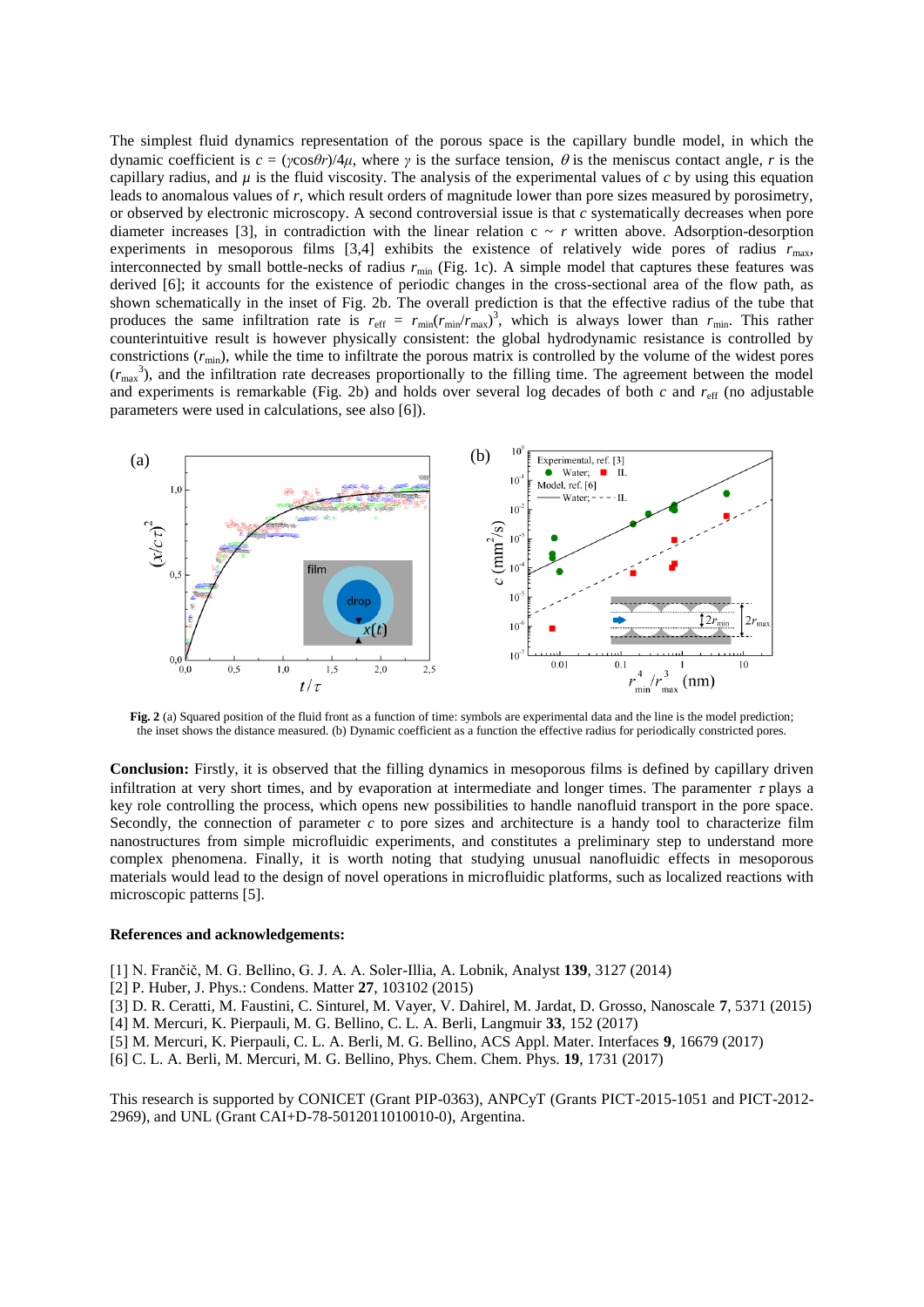The simplest fluid dynamics representation of the porous space is the capillary bundle model, in which the dynamic coefficient is $c = (\gamma\cos\theta r)/4\mu$, where $\gamma$ is the surface tension, $\theta$ is the meniscus contact angle, $r$ is the capillary radius, and $\mu$ is the fluid viscosity. The analysis of the experimental values of $c$ by using this equation leads to anomalous values of $r$, which result orders of magnitude lower than pore sizes measured by porosimetry, or observed by electronic microscopy. A second controversial issue is that $c$ systematically decreases when pore diameter increases [3], in contradiction with the linear relation $c \sim r$ written above. Adsorption-desorption experiments in mesoporous films [3,4] exhibits the existence of relatively wide pores of radius $r_{max}$, interconnected by small bottle-necks of radius $r_{min}$ (Fig. 1c). A simple model that captures these features was derived [6]; it accounts for the existence of periodic changes in the cross-sectional area of the flow path, as shown schematically in the inset of Fig. 2b. The overall prediction is that the effective radius of the tube that produces the same infiltration rate is $r_{eff} = r_{min}(r_{min}/r_{max})^3$, which is always lower than $r_{min}$. This rather counterintuitive result is however physically consistent: the global hydrodynamic resistance is controlled by constrictions ($r_{min}$), while the time to infiltrate the porous matrix is controlled by the volume of the widest pores ($r_{max}^3$), and the infiltration rate decreases proportionally to the filling time. The agreement between the model and experiments is remarkable (Fig. 2b) and holds over several log decades of both $c$ and $r_{eff}$ (no adjustable parameters were used in calculations, see also [6]).

(a)

1,0
0,5
0,0
$(x/c\tau)^2$
0,0 0,5 1,0 1,5 2,0 2,5
$t/\tau$
film
drop
$x(t)$

(b)

Experimental, ref. [3]
Water; IL
Model, ref. [6]
Water; IL
$10^0$ $10^{-1}$ $10^{-2}$ $10^{-3}$ $10^{-4}$ $10^{-5}$ $10^{-6}$ $10^{-7}$
$c$ (mm$^2$/s)
0.01 0.1 1 10
$r^4_{min}/r^3_{max}$ (nm)
$2r_{min}$
$2r_{max}$

**Fig. 2** (a) Squared position of the fluid front as a function of time: symbols are experimental data and the line is the model prediction; the inset shows the distance measured. (b) Dynamic coefficient as a function the effective radius for periodically constricted pores.

**Conclusion:** Firstly, it is observed that the filling dynamics in mesoporous films is defined by capillary driven infiltration at very short times, and by evaporation at intermediate and longer times. The paramenter $\tau$ plays a key role controlling the process, which opens new possibilities to handle nanofluid transport in the pore space. Secondly, the connection of parameter $c$ to pore sizes and architecture is a handy tool to characterize film nanostructures from simple microfluidic experiments, and constitutes a preliminary step to understand more complex phenomena. Finally, it is worth noting that studying unusual nanofluidic effects in mesoporous materials would lead to the design of novel operations in microfluidic platforms, such as localized reactions with microscopic patterns [5].

**References and acknowledgements:**

[1] N. Frančič, M. G. Bellino, G. J. A. A. Soler-Illia, A. Lobnik, Analyst **139**, 3127 (2014)
[2] P. Huber, J. Phys.: Condens. Matter **27**, 103102 (2015)
[3] D. R. Ceratti, M. Faustini, C. Sinturel, M. Vayer, V. Dahirel, M. Jardat, D. Grosso, Nanoscale **7**, 5371 (2015)
[4] M. Mercuri, K. Pierpauli, M. G. Bellino, C. L. A. Berli, Langmuir **33**, 152 (2017)
[5] M. Mercuri, K. Pierpauli, C. L. A. Berli, M. G. Bellino, ACS Appl. Mater. Interfaces **9**, 16679 (2017)
[6] C. L. A. Berli, M. Mercuri, M. G. Bellino, Phys. Chem. Chem. Phys. **19**, 1731 (2017)

This research is supported by CONICET (Grant PIP-0363), ANPCyT (Grants PICT-2015-1051 and PICT-2012-2969), and UNL (Grant CAI+D-78-5012011010010-0), Argentina.